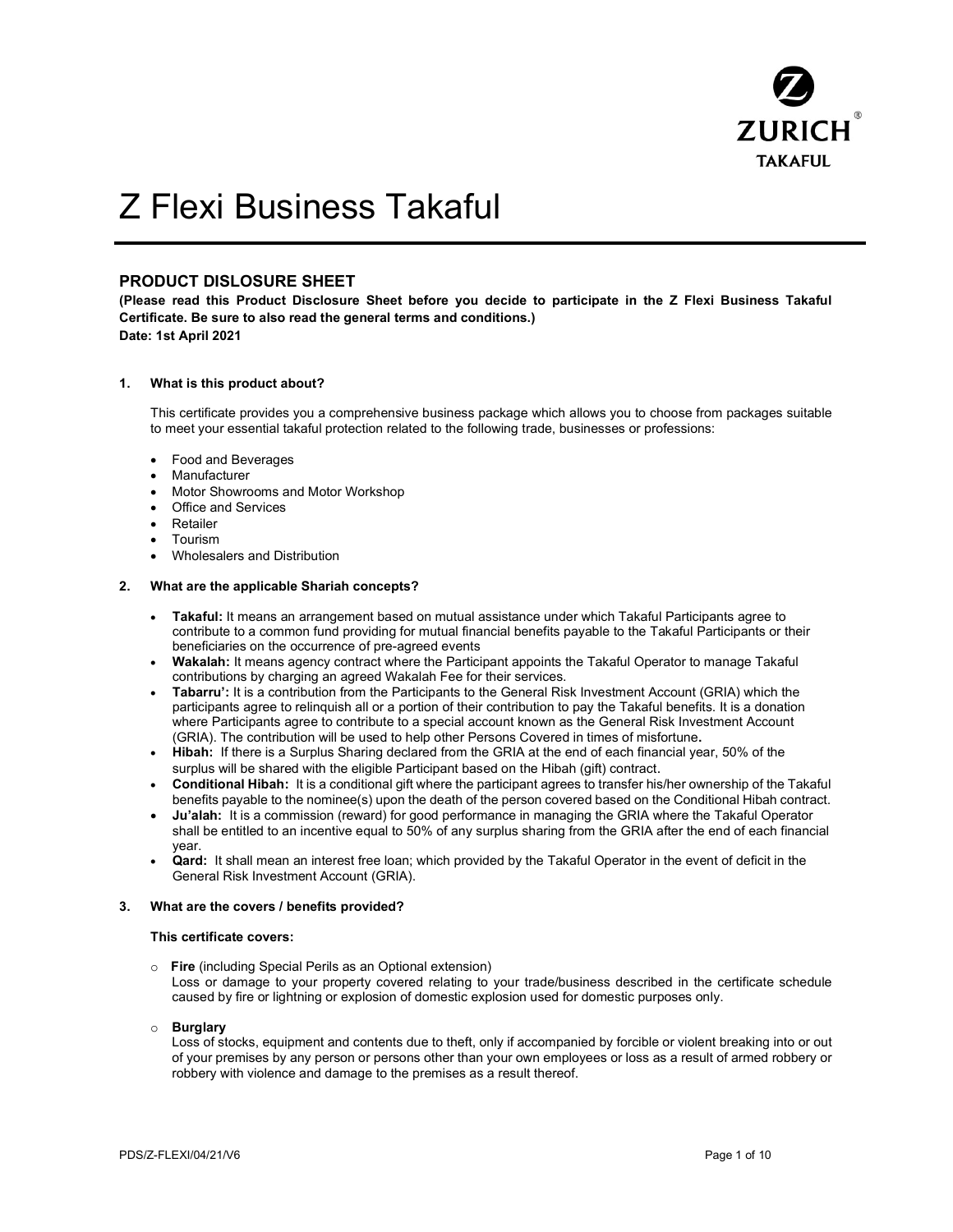ZURICH TAKAFUL

# Z Flexi Business Takaful

## PRODUCT DISLOSURE SHEET

**(Please read this Product Disclosure Sheet before you decide to participate in the Z Flexi Business Takaful Certificate. Be sure to also read the general terms and conditions.)**
**Date: 1st April 2021**

### 1. What is this product about?

This certificate provides you a comprehensive business package which allows you to choose from packages suitable to meet your essential takaful protection related to the following trade, businesses or professions:

- Food and Beverages
- Manufacturer
- Motor Showrooms and Motor Workshop
- Office and Services
- Retailer
- Tourism
- Wholesalers and Distribution

### 2. What are the applicable Shariah concepts?

- **Takaful:** It means an arrangement based on mutual assistance under which Takaful Participants agree to contribute to a common fund providing for mutual financial benefits payable to the Takaful Participants or their beneficiaries on the occurrence of pre-agreed events
- **Wakalah:** It means agency contract where the Participant appoints the Takaful Operator to manage Takaful contributions by charging an agreed Wakalah Fee for their services.
- **Tabarru':** It is a contribution from the Participants to the General Risk Investment Account (GRIA) which the participants agree to relinquish all or a portion of their contribution to pay the Takaful benefits. It is a donation where Participants agree to contribute to a special account known as the General Risk Investment Account (GRIA). The contribution will be used to help other Persons Covered in times of misfortune**.**
- **Hibah:** If there is a Surplus Sharing declared from the GRIA at the end of each financial year, 50% of the surplus will be shared with the eligible Participant based on the Hibah (gift) contract.
- **Conditional Hibah:** It is a conditional gift where the participant agrees to transfer his/her ownership of the Takaful benefits payable to the nominee(s) upon the death of the person covered based on the Conditional Hibah contract.
- **Ju'alah:** It is a commission (reward) for good performance in managing the GRIA where the Takaful Operator shall be entitled to an incentive equal to 50% of any surplus sharing from the GRIA after the end of each financial year.
- **Qard:** It shall mean an interest free loan; which provided by the Takaful Operator in the event of deficit in the General Risk Investment Account (GRIA).

### 3. What are the covers / benefits provided?

**This certificate covers:**

- **Fire** (including Special Perils as an Optional extension)
  Loss or damage to your property covered relating to your trade/business described in the certificate schedule caused by fire or lightning or explosion of domestic explosion used for domestic purposes only.

- **Burglary**
  Loss of stocks, equipment and contents due to theft, only if accompanied by forcible or violent breaking into or out of your premises by any person or persons other than your own employees or loss as a result of armed robbery or robbery with violence and damage to the premises as a result thereof.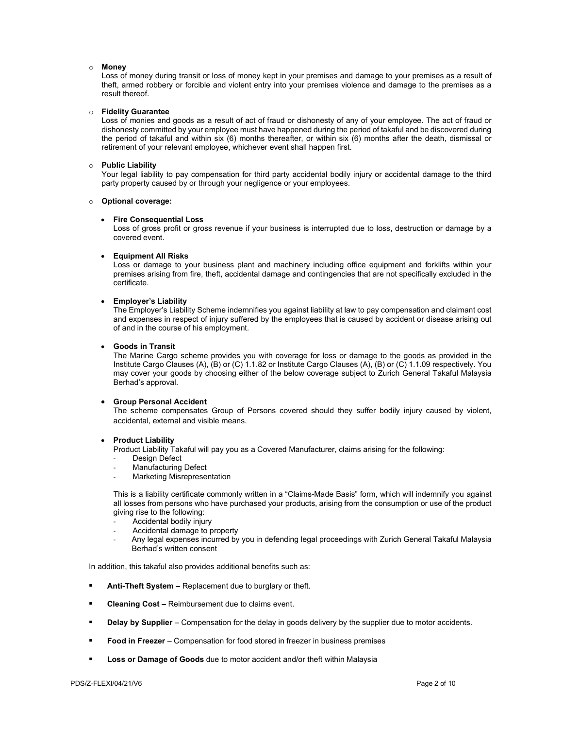- **Money**
  Loss of money during transit or loss of money kept in your premises and damage to your premises as a result of theft, armed robbery or forcible and violent entry into your premises violence and damage to the premises as a result thereof.

- **Fidelity Guarantee**
  Loss of monies and goods as a result of act of fraud or dishonesty of any of your employee. The act of fraud or dishonesty committed by your employee must have happened during the period of takaful and be discovered during the period of takaful and within six (6) months thereafter, or within six (6) months after the death, dismissal or retirement of your relevant employee, whichever event shall happen first.

- **Public Liability**
  Your legal liability to pay compensation for third party accidental bodily injury or accidental damage to the third party property caused by or through your negligence or your employees.

- **Optional coverage:**

  - **Fire Consequential Loss**
    Loss of gross profit or gross revenue if your business is interrupted due to loss, destruction or damage by a covered event.

  - **Equipment All Risks**
    Loss or damage to your business plant and machinery including office equipment and forklifts within your premises arising from fire, theft, accidental damage and contingencies that are not specifically excluded in the certificate.

  - **Employer's Liability**
    The Employer's Liability Scheme indemnifies you against liability at law to pay compensation and claimant cost and expenses in respect of injury suffered by the employees that is caused by accident or disease arising out of and in the course of his employment.

  - **Goods in Transit**
    The Marine Cargo scheme provides you with coverage for loss or damage to the goods as provided in the Institute Cargo Clauses (A), (B) or (C) 1.1.82 or Institute Cargo Clauses (A), (B) or (C) 1.1.09 respectively. You may cover your goods by choosing either of the below coverage subject to Zurich General Takaful Malaysia Berhad's approval.

  - **Group Personal Accident**
    The scheme compensates Group of Persons covered should they suffer bodily injury caused by violent, accidental, external and visible means.

  - **Product Liability**
    Product Liability Takaful will pay you as a Covered Manufacturer, claims arising for the following:
    - Design Defect
    - Manufacturing Defect
    - Marketing Misrepresentation

    This is a liability certificate commonly written in a "Claims-Made Basis" form, which will indemnify you against all losses from persons who have purchased your products, arising from the consumption or use of the product giving rise to the following:
    - Accidental bodily injury
    - Accidental damage to property
    - Any legal expenses incurred by you in defending legal proceedings with Zurich General Takaful Malaysia Berhad's written consent

In addition, this takaful also provides additional benefits such as:

- **Anti-Theft System –** Replacement due to burglary or theft.
- **Cleaning Cost –** Reimbursement due to claims event.
- **Delay by Supplier** – Compensation for the delay in goods delivery by the supplier due to motor accidents.
- **Food in Freezer** – Compensation for food stored in freezer in business premises
- **Loss or Damage of Goods** due to motor accident and/or theft within Malaysia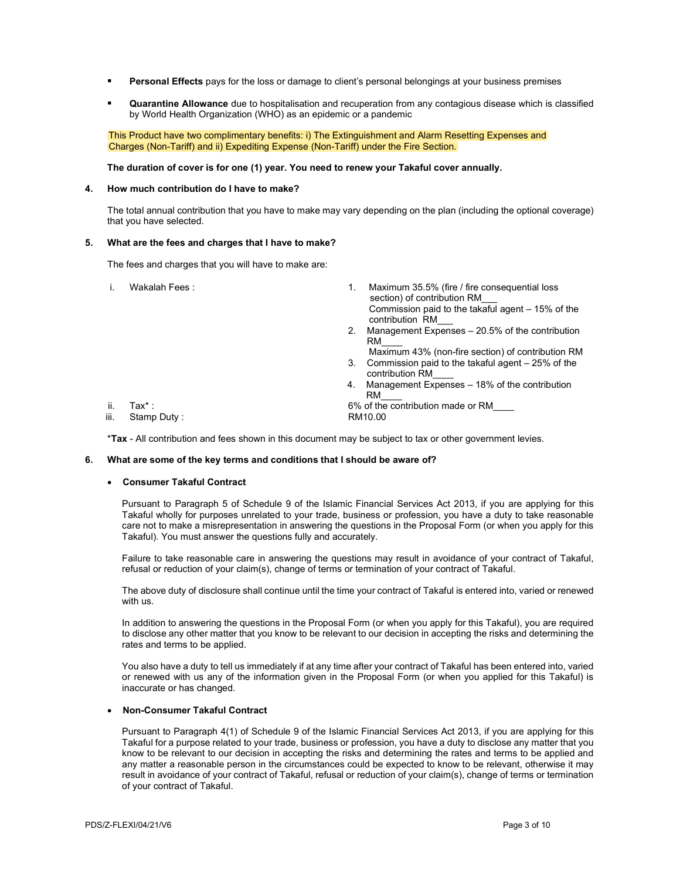- **Personal Effects** pays for the loss or damage to client's personal belongings at your business premises

- **Quarantine Allowance** due to hospitalisation and recuperation from any contagious disease which is classified by World Health Organization (WHO) as an epidemic or a pandemic

This Product have two complimentary benefits: i) The Extinguishment and Alarm Resetting Expenses and Charges (Non-Tariff) and ii) Expediting Expense (Non-Tariff) under the Fire Section.

**The duration of cover is for one (1) year. You need to renew your Takaful cover annually.**

**4. How much contribution do I have to make?**

The total annual contribution that you have to make may vary depending on the plan (including the optional coverage) that you have selected.

**5. What are the fees and charges that I have to make?**

The fees and charges that you will have to make are:

| | | |
|---|---|---|
| i. | Wakalah Fees : | 1. Maximum 35.5% (fire / fire consequential loss section) of contribution RM___<br>Commission paid to the takaful agent – 15% of the contribution RM___<br>2. Management Expenses – 20.5% of the contribution RM____<br>Maximum 43% (non-fire section) of contribution RM<br>3. Commission paid to the takaful agent – 25% of the contribution RM____<br>4. Management Expenses – 18% of the contribution RM____ |
| ii. | Tax* : | 6% of the contribution made or RM____ |
| iii. | Stamp Duty : | RM10.00 |

***Tax** - All contribution and fees shown in this document may be subject to tax or other government levies.

**6. What are some of the key terms and conditions that I should be aware of?**

- **Consumer Takaful Contract**

Pursuant to Paragraph 5 of Schedule 9 of the Islamic Financial Services Act 2013, if you are applying for this Takaful wholly for purposes unrelated to your trade, business or profession, you have a duty to take reasonable care not to make a misrepresentation in answering the questions in the Proposal Form (or when you apply for this Takaful). You must answer the questions fully and accurately.

Failure to take reasonable care in answering the questions may result in avoidance of your contract of Takaful, refusal or reduction of your claim(s), change of terms or termination of your contract of Takaful.

The above duty of disclosure shall continue until the time your contract of Takaful is entered into, varied or renewed with us.

In addition to answering the questions in the Proposal Form (or when you apply for this Takaful), you are required to disclose any other matter that you know to be relevant to our decision in accepting the risks and determining the rates and terms to be applied.

You also have a duty to tell us immediately if at any time after your contract of Takaful has been entered into, varied or renewed with us any of the information given in the Proposal Form (or when you applied for this Takaful) is inaccurate or has changed.

- **Non-Consumer Takaful Contract**

Pursuant to Paragraph 4(1) of Schedule 9 of the Islamic Financial Services Act 2013, if you are applying for this Takaful for a purpose related to your trade, business or profession, you have a duty to disclose any matter that you know to be relevant to our decision in accepting the risks and determining the rates and terms to be applied and any matter a reasonable person in the circumstances could be expected to know to be relevant, otherwise it may result in avoidance of your contract of Takaful, refusal or reduction of your claim(s), change of terms or termination of your contract of Takaful.

PDS/Z-FLEXI/04/21/V6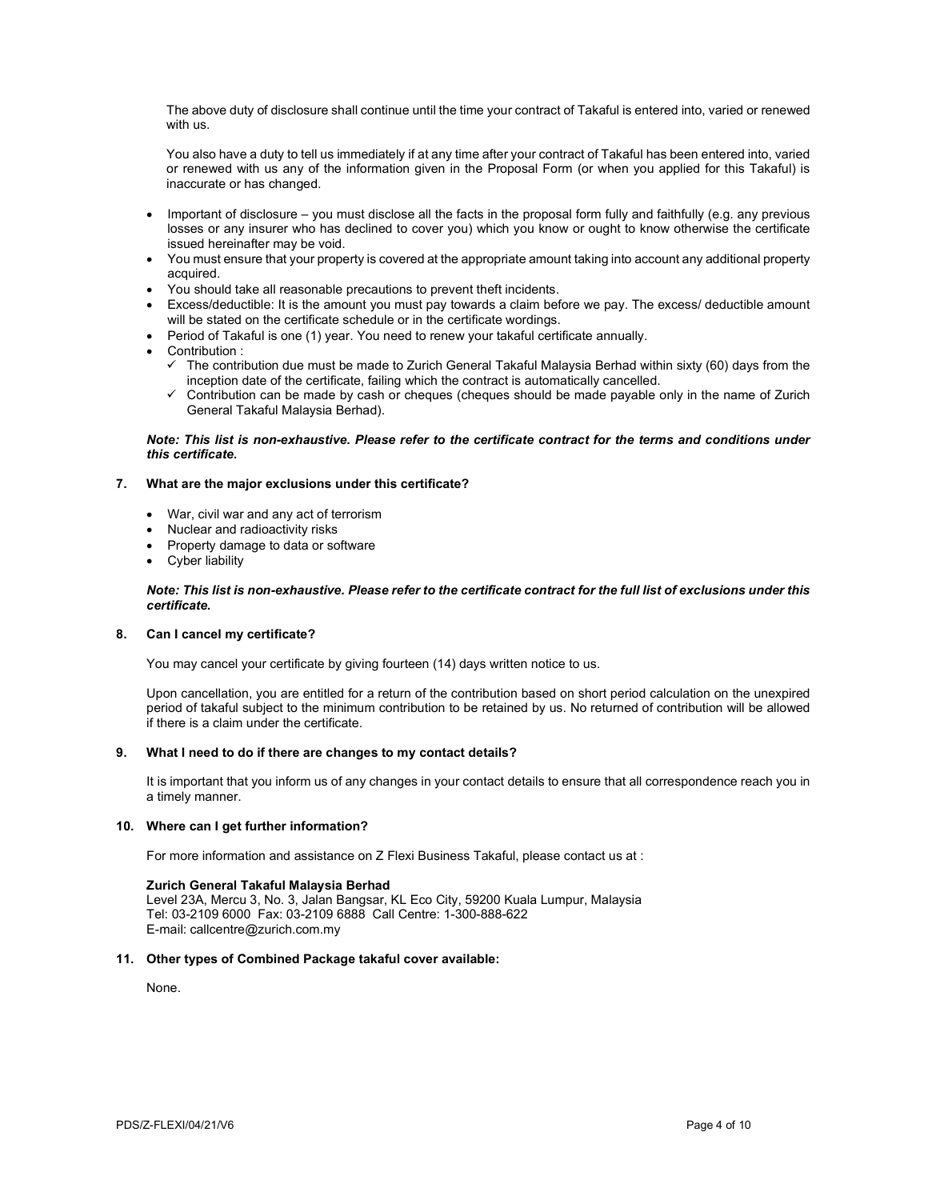The above duty of disclosure shall continue until the time your contract of Takaful is entered into, varied or renewed with us.

You also have a duty to tell us immediately if at any time after your contract of Takaful has been entered into, varied or renewed with us any of the information given in the Proposal Form (or when you applied for this Takaful) is inaccurate or has changed.

- Important of disclosure – you must disclose all the facts in the proposal form fully and faithfully (e.g. any previous losses or any insurer who has declined to cover you) which you know or ought to know otherwise the certificate issued hereinafter may be void.
- You must ensure that your property is covered at the appropriate amount taking into account any additional property acquired.
- You should take all reasonable precautions to prevent theft incidents.
- Excess/deductible: It is the amount you must pay towards a claim before we pay. The excess/ deductible amount will be stated on the certificate schedule or in the certificate wordings.
- Period of Takaful is one (1) year. You need to renew your takaful certificate annually.
- Contribution :
  - ✓ The contribution due must be made to Zurich General Takaful Malaysia Berhad within sixty (60) days from the inception date of the certificate, failing which the contract is automatically cancelled.
  - ✓ Contribution can be made by cash or cheques (cheques should be made payable only in the name of Zurich General Takaful Malaysia Berhad).

***Note: This list is non-exhaustive. Please refer to the certificate contract for the terms and conditions under this certificate.***

### 7. What are the major exclusions under this certificate?

- War, civil war and any act of terrorism
- Nuclear and radioactivity risks
- Property damage to data or software
- Cyber liability

***Note: This list is non-exhaustive. Please refer to the certificate contract for the full list of exclusions under this certificate.***

### 8. Can I cancel my certificate?

You may cancel your certificate by giving fourteen (14) days written notice to us.

Upon cancellation, you are entitled for a return of the contribution based on short period calculation on the unexpired period of takaful subject to the minimum contribution to be retained by us. No returned of contribution will be allowed if there is a claim under the certificate.

### 9. What I need to do if there are changes to my contact details?

It is important that you inform us of any changes in your contact details to ensure that all correspondence reach you in a timely manner.

### 10. Where can I get further information?

For more information and assistance on Z Flexi Business Takaful, please contact us at :

**Zurich General Takaful Malaysia Berhad**
Level 23A, Mercu 3, No. 3, Jalan Bangsar, KL Eco City, 59200 Kuala Lumpur, Malaysia
Tel: 03-2109 6000 Fax: 03-2109 6888 Call Centre: 1-300-888-622
E-mail: callcentre@zurich.com.my

### 11. Other types of Combined Package takaful cover available:

None.

PDS/Z-FLEXI/04/21/V6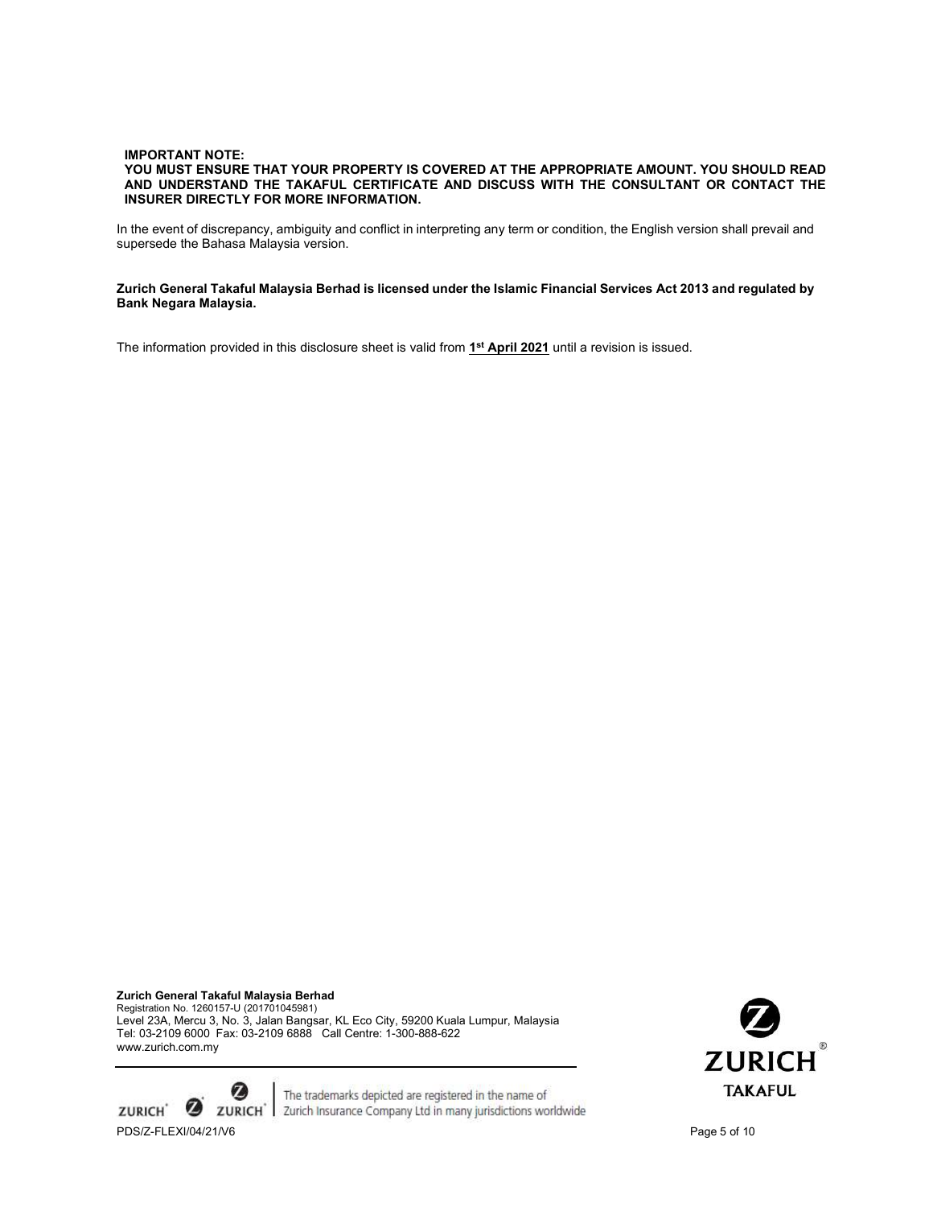**IMPORTANT NOTE:**
**YOU MUST ENSURE THAT YOUR PROPERTY IS COVERED AT THE APPROPRIATE AMOUNT. YOU SHOULD READ AND UNDERSTAND THE TAKAFUL CERTIFICATE AND DISCUSS WITH THE CONSULTANT OR CONTACT THE INSURER DIRECTLY FOR MORE INFORMATION.**

In the event of discrepancy, ambiguity and conflict in interpreting any term or condition, the English version shall prevail and supersede the Bahasa Malaysia version.

**Zurich General Takaful Malaysia Berhad is licensed under the Islamic Financial Services Act 2013 and regulated by Bank Negara Malaysia.**

The information provided in this disclosure sheet is valid from **1st April 2021** until a revision is issued.

**Zurich General Takaful Malaysia Berhad**
Registration No. 1260157-U (201701045981)
Level 23A, Mercu 3, No. 3, Jalan Bangsar, KL Eco City, 59200 Kuala Lumpur, Malaysia
Tel: 03-2109 6000 Fax: 03-2109 6888 Call Centre: 1-300-888-622
www.zurich.com.my

The trademarks depicted are registered in the name of Zurich Insurance Company Ltd in many jurisdictions worldwide

PDS/Z-FLEXI/04/21/V6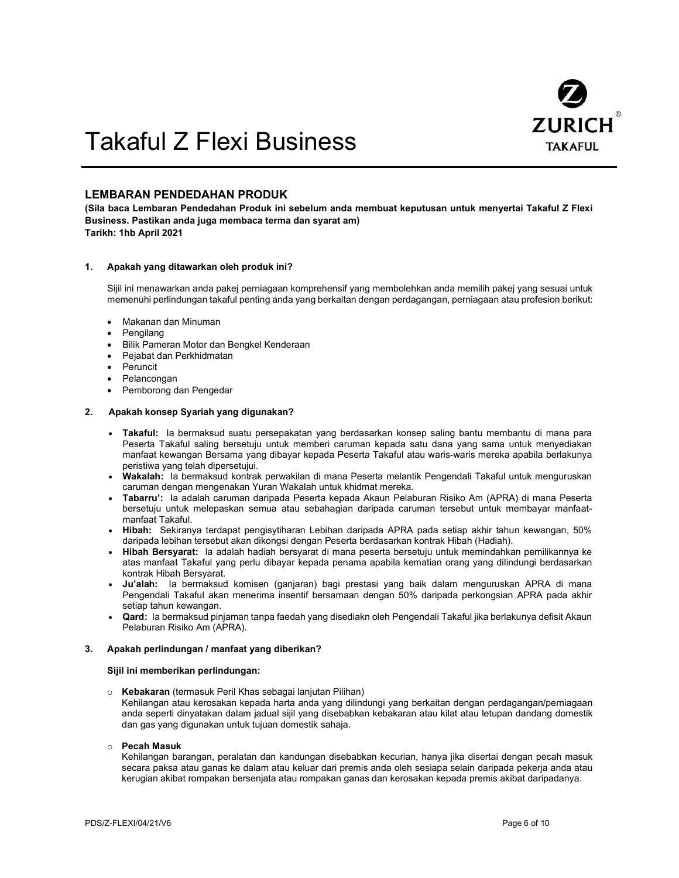# Takaful Z Flexi Business

ZURICH TAKAFUL

## LEMBARAN PENDEDAHAN PRODUK

**(Sila baca Lembaran Pendedahan Produk ini sebelum anda membuat keputusan untuk menyertai Takaful Z Flexi Business. Pastikan anda juga membaca terma dan syarat am)**
**Tarikh: 1hb April 2021**

### 1. Apakah yang ditawarkan oleh produk ini?

Sijil ini menawarkan anda pakej perniagaan komprehensif yang membolehkan anda memilih pakej yang sesuai untuk memenuhi perlindungan takaful penting anda yang berkaitan dengan perdagangan, perniagaan atau profesion berikut:

- Makanan dan Minuman
- Pengilang
- Bilik Pameran Motor dan Bengkel Kenderaan
- Pejabat dan Perkhidmatan
- Peruncit
- Pelancongan
- Pemborong dan Pengedar

### 2. Apakah konsep Syariah yang digunakan?

- **Takaful:** Ia bermaksud suatu persepakatan yang berdasarkan konsep saling bantu membantu di mana para Peserta Takaful saling bersetuju untuk memberi caruman kepada satu dana yang sama untuk menyediakan manfaat kewangan Bersama yang dibayar kepada Peserta Takaful atau waris-waris mereka apabila berlakunya peristiwa yang telah dipersetujui.
- **Wakalah:** Ia bermaksud kontrak perwakilan di mana Peserta melantik Pengendali Takaful untuk menguruskan caruman dengan mengenakan Yuran Wakalah untuk khidmat mereka.
- **Tabarru':** Ia adalah caruman daripada Peserta kepada Akaun Pelaburan Risiko Am (APRA) di mana Peserta bersetuju untuk melepaskan semua atau sebahagian daripada caruman tersebut untuk membayar manfaat-manfaat Takaful.
- **Hibah:** Sekiranya terdapat pengisytiharan Lebihan daripada APRA pada setiap akhir tahun kewangan, 50% daripada lebihan tersebut akan dikongsi dengan Peserta berdasarkan kontrak Hibah (Hadiah).
- **Hibah Bersyarat:** Ia adalah hadiah bersyarat di mana peserta bersetuju untuk memindahkan pemilikannya ke atas manfaat Takaful yang perlu dibayar kepada penama apabila kematian orang yang dilindungi berdasarkan kontrak Hibah Bersyarat.
- **Ju'alah:** Ia bermaksud komisen (ganjaran) bagi prestasi yang baik dalam menguruskan APRA di mana Pengendali Takaful akan menerima insentif bersamaan dengan 50% daripada perkongsian APRA pada akhir setiap tahun kewangan.
- **Qard:** Ia bermaksud pinjaman tanpa faedah yang disediakn oleh Pengendali Takaful jika berlakunya defisit Akaun Pelaburan Risiko Am (APRA).

### 3. Apakah perlindungan / manfaat yang diberikan?

**Sijil ini memberikan perlindungan:**

- **Kebakaran** (termasuk Peril Khas sebagai lanjutan Pilihan)
  Kehilangan atau kerosakan kepada harta anda yang dilindungi yang berkaitan dengan perdagangan/perniagaan anda seperti dinyatakan dalam jadual sijil yang disebabkan kebakaran atau kilat atau letupan dandang domestik dan gas yang digunakan untuk tujuan domestik sahaja.

- **Pecah Masuk**
  Kehilangan barangan, peralatan dan kandungan disebabkan kecurian, hanya jika disertai dengan pecah masuk secara paksa atau ganas ke dalam atau keluar dari premis anda oleh sesiapa selain daripada pekerja anda atau kerugian akibat rompakan bersenjata atau rompakan ganas dan kerosakan kepada premis akibat daripadanya.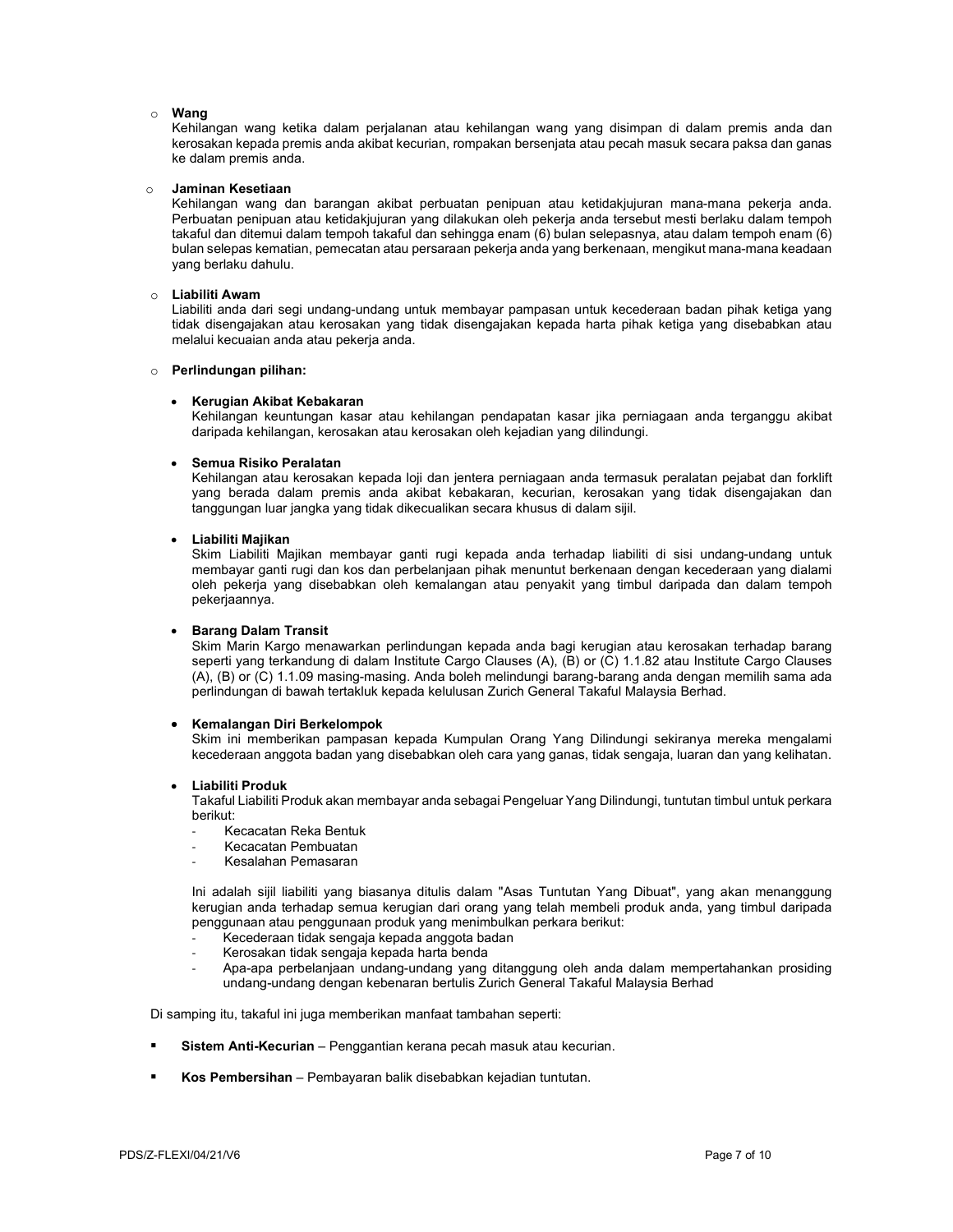- **Wang**
  Kehilangan wang ketika dalam perjalanan atau kehilangan wang yang disimpan di dalam premis anda dan kerosakan kepada premis anda akibat kecurian, rompakan bersenjata atau pecah masuk secara paksa dan ganas ke dalam premis anda.

- **Jaminan Kesetiaan**
  Kehilangan wang dan barangan akibat perbuatan penipuan atau ketidakjujuran mana-mana pekerja anda. Perbuatan penipuan atau ketidakjujuran yang dilakukan oleh pekerja anda tersebut mesti berlaku dalam tempoh takaful dan ditemui dalam tempoh takaful dan sehingga enam (6) bulan selepasnya, atau dalam tempoh enam (6) bulan selepas kematian, pemecatan atau persaraan pekerja anda yang berkenaan, mengikut mana-mana keadaan yang berlaku dahulu.

- **Liabiliti Awam**
  Liabiliti anda dari segi undang-undang untuk membayar pampasan untuk kecederaan badan pihak ketiga yang tidak disengajakan atau kerosakan yang tidak disengajakan kepada harta pihak ketiga yang disebabkan atau melalui kecuaian anda atau pekerja anda.

- **Perlindungan pilihan:**

  - **Kerugian Akibat Kebakaran**
    Kehilangan keuntungan kasar atau kehilangan pendapatan kasar jika perniagaan anda terganggu akibat daripada kehilangan, kerosakan atau kerosakan oleh kejadian yang dilindungi.

  - **Semua Risiko Peralatan**
    Kehilangan atau kerosakan kepada loji dan jentera perniagaan anda termasuk peralatan pejabat dan forklift yang berada dalam premis anda akibat kebakaran, kecurian, kerosakan yang tidak disengajakan dan tanggungan luar jangka yang tidak dikecualikan secara khusus di dalam sijil.

  - **Liabiliti Majikan**
    Skim Liabiliti Majikan membayar ganti rugi kepada anda terhadap liabiliti di sisi undang-undang untuk membayar ganti rugi dan kos dan perbelanjaan pihak menuntut berkenaan dengan kecederaan yang dialami oleh pekerja yang disebabkan oleh kemalangan atau penyakit yang timbul daripada dan dalam tempoh pekerjaannya.

  - **Barang Dalam Transit**
    Skim Marin Kargo menawarkan perlindungan kepada anda bagi kerugian atau kerosakan terhadap barang seperti yang terkandung di dalam Institute Cargo Clauses (A), (B) or (C) 1.1.82 atau Institute Cargo Clauses (A), (B) or (C) 1.1.09 masing-masing. Anda boleh melindungi barang-barang anda dengan memilih sama ada perlindungan di bawah tertakluk kepada kelulusan Zurich General Takaful Malaysia Berhad.

  - **Kemalangan Diri Berkelompok**
    Skim ini memberikan pampasan kepada Kumpulan Orang Yang Dilindungi sekiranya mereka mengalami kecederaan anggota badan yang disebabkan oleh cara yang ganas, tidak sengaja, luaran dan yang kelihatan.

  - **Liabiliti Produk**
    Takaful Liabiliti Produk akan membayar anda sebagai Pengeluar Yang Dilindungi, tuntutan timbul untuk perkara berikut:
    - Kecacatan Reka Bentuk
    - Kecacatan Pembuatan
    - Kesalahan Pemasaran

    Ini adalah sijil liabiliti yang biasanya ditulis dalam "Asas Tuntutan Yang Dibuat", yang akan menanggung kerugian anda terhadap semua kerugian dari orang yang telah membeli produk anda, yang timbul daripada penggunaan atau penggunaan produk yang menimbulkan perkara berikut:
    - Kecederaan tidak sengaja kepada anggota badan
    - Kerosakan tidak sengaja kepada harta benda
    - Apa-apa perbelanjaan undang-undang yang ditanggung oleh anda dalam mempertahankan prosiding undang-undang dengan kebenaran bertulis Zurich General Takaful Malaysia Berhad

Di samping itu, takaful ini juga memberikan manfaat tambahan seperti:

- **Sistem Anti-Kecurian** – Penggantian kerana pecah masuk atau kecurian.
- **Kos Pembersihan** – Pembayaran balik disebabkan kejadian tuntutan.

PDS/Z-FLEXI/04/21/V6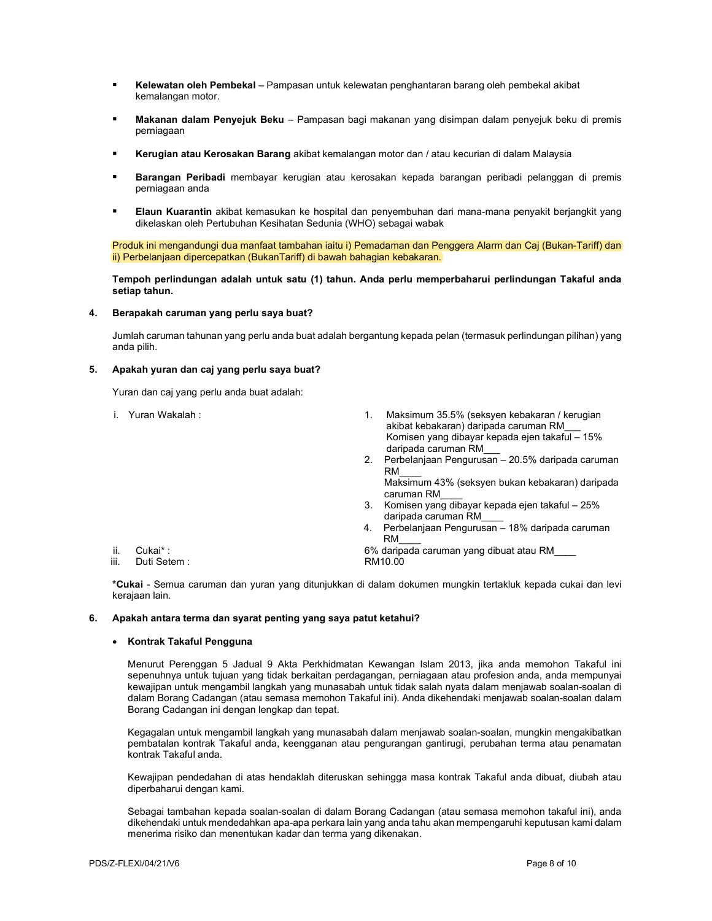- **Kelewatan oleh Pembekal** – Pampasan untuk kelewatan penghantaran barang oleh pembekal akibat kemalangan motor.

- **Makanan dalam Penyejuk Beku** – Pampasan bagi makanan yang disimpan dalam penyejuk beku di premis perniagaan

- **Kerugian atau Kerosakan Barang** akibat kemalangan motor dan / atau kecurian di dalam Malaysia

- **Barangan Peribadi** membayar kerugian atau kerosakan kepada barangan peribadi pelanggan di premis perniagaan anda

- **Elaun Kuarantin** akibat kemasukan ke hospital dan penyembuhan dari mana-mana penyakit berjangkit yang dikelaskan oleh Pertubuhan Kesihatan Sedunia (WHO) sebagai wabak

Produk ini mengandungi dua manfaat tambahan iaitu i) Pemadaman dan Penggera Alarm dan Caj (Bukan-Tariff) dan ii) Perbelanjaan dipercepatkan (BukanTariff) di bawah bahagian kebakaran.

**Tempoh perlindungan adalah untuk satu (1) tahun. Anda perlu memperbaharui perlindungan Takaful anda setiap tahun.**

**4. Berapakah caruman yang perlu saya buat?**

Jumlah caruman tahunan yang perlu anda buat adalah bergantung kepada pelan (termasuk perlindungan pilihan) yang anda pilih.

**5. Apakah yuran dan caj yang perlu saya buat?**

Yuran dan caj yang perlu anda buat adalah:

| | |
|---|---|
| i. Yuran Wakalah : | 1. Maksimum 35.5% (seksyen kebakaran / kerugian akibat kebakaran) daripada caruman RM___ Komisen yang dibayar kepada ejen takaful – 15% daripada caruman RM___<br>2. Perbelanjaan Pengurusan – 20.5% daripada caruman RM____ Maksimum 43% (seksyen bukan kebakaran) daripada caruman RM____<br>3. Komisen yang dibayar kepada ejen takaful – 25% daripada caruman RM____<br>4. Perbelanjaan Pengurusan – 18% daripada caruman RM____ |
| ii. Cukai* : | 6% daripada caruman yang dibuat atau RM____ |
| iii. Duti Setem : | RM10.00 |

***Cukai** - Semua caruman dan yuran yang ditunjukkan di dalam dokumen mungkin tertakluk kepada cukai dan levi kerajaan lain.

**6. Apakah antara terma dan syarat penting yang saya patut ketahui?**

- **Kontrak Takaful Pengguna**

  Menurut Perenggan 5 Jadual 9 Akta Perkhidmatan Kewangan Islam 2013, jika anda memohon Takaful ini sepenuhnya untuk tujuan yang tidak berkaitan perdagangan, perniagaan atau profesion anda, anda mempunyai kewajipan untuk mengambil langkah yang munasabah untuk tidak salah nyata dalam menjawab soalan-soalan di dalam Borang Cadangan (atau semasa memohon Takaful ini). Anda dikehendaki menjawab soalan-soalan dalam Borang Cadangan ini dengan lengkap dan tepat.

  Kegagalan untuk mengambil langkah yang munasabah dalam menjawab soalan-soalan, mungkin mengakibatkan pembatalan kontrak Takaful anda, keengganan atau pengurangan gantirugi, perubahan terma atau penamatan kontrak Takaful anda.

  Kewajipan pendedahan di atas hendaklah diteruskan sehingga masa kontrak Takaful anda dibuat, diubah atau diperbaharui dengan kami.

  Sebagai tambahan kepada soalan-soalan di dalam Borang Cadangan (atau semasa memohon takaful ini), anda dikehendaki untuk mendedahkan apa-apa perkara lain yang anda tahu akan mempengaruhi keputusan kami dalam menerima risiko dan menentukan kadar dan terma yang dikenakan.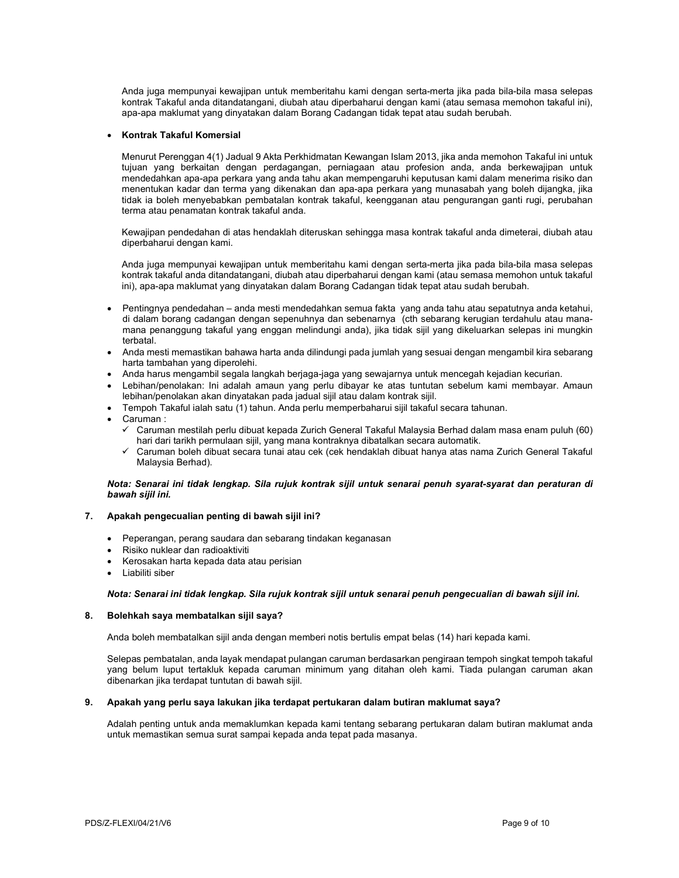Anda juga mempunyai kewajipan untuk memberitahu kami dengan serta-merta jika pada bila-bila masa selepas kontrak Takaful anda ditandatangani, diubah atau diperbaharui dengan kami (atau semasa memohon takaful ini), apa-apa maklumat yang dinyatakan dalam Borang Cadangan tidak tepat atau sudah berubah.

- **Kontrak Takaful Komersial**

  Menurut Perenggan 4(1) Jadual 9 Akta Perkhidmatan Kewangan Islam 2013, jika anda memohon Takaful ini untuk tujuan yang berkaitan dengan perdagangan, perniagaan atau profesion anda, anda berkewajipan untuk mendedahkan apa-apa perkara yang anda tahu akan mempengaruhi keputusan kami dalam menerima risiko dan menentukan kadar dan terma yang dikenakan dan apa-apa perkara yang munasabah yang boleh dijangka, jika tidak ia boleh menyebabkan pembatalan kontrak takaful, keengganan atau pengurangan ganti rugi, perubahan terma atau penamatan kontrak takaful anda.

  Kewajipan pendedahan di atas hendaklah diteruskan sehingga masa kontrak takaful anda dimeterai, diubah atau diperbaharui dengan kami.

  Anda juga mempunyai kewajipan untuk memberitahu kami dengan serta-merta jika pada bila-bila masa selepas kontrak takaful anda ditandatangani, diubah atau diperbaharui dengan kami (atau semasa memohon untuk takaful ini), apa-apa maklumat yang dinyatakan dalam Borang Cadangan tidak tepat atau sudah berubah.

- Pentingnya pendedahan – anda mesti mendedahkan semua fakta yang anda tahu atau sepatutnya anda ketahui, di dalam borang cadangan dengan sepenuhnya dan sebenarnya (cth sebarang kerugian terdahulu atau mana-mana penanggung takaful yang enggan melindungi anda), jika tidak sijil yang dikeluarkan selepas ini mungkin terbatal.
- Anda mesti memastikan bahawa harta anda dilindungi pada jumlah yang sesuai dengan mengambil kira sebarang harta tambahan yang diperolehi.
- Anda harus mengambil segala langkah berjaga-jaga yang sewajarnya untuk mencegah kejadian kecurian.
- Lebihan/penolakan: Ini adalah amaun yang perlu dibayar ke atas tuntutan sebelum kami membayar. Amaun lebihan/penolakan akan dinyatakan pada jadual sijil atau dalam kontrak sijil.
- Tempoh Takaful ialah satu (1) tahun. Anda perlu memperbaharui sijil takaful secara tahunan.
- Caruman :
  - ✓ Caruman mestilah perlu dibuat kepada Zurich General Takaful Malaysia Berhad dalam masa enam puluh (60) hari dari tarikh permulaan sijil, yang mana kontraknya dibatalkan secara automatik.
  - ✓ Caruman boleh dibuat secara tunai atau cek (cek hendaklah dibuat hanya atas nama Zurich General Takaful Malaysia Berhad).

***Nota: Senarai ini tidak lengkap. Sila rujuk kontrak sijil untuk senarai penuh syarat-syarat dan peraturan di bawah sijil ini.***

## 7. Apakah pengecualian penting di bawah sijil ini?

- Peperangan, perang saudara dan sebarang tindakan keganasan
- Risiko nuklear dan radioaktiviti
- Kerosakan harta kepada data atau perisian
- Liabiliti siber

***Nota: Senarai ini tidak lengkap. Sila rujuk kontrak sijil untuk senarai penuh pengecualian di bawah sijil ini.***

## 8. Bolehkah saya membatalkan sijil saya?

Anda boleh membatalkan sijil anda dengan memberi notis bertulis empat belas (14) hari kepada kami.

Selepas pembatalan, anda layak mendapat pulangan caruman berdasarkan pengiraan tempoh singkat tempoh takaful yang belum luput tertakluk kepada caruman minimum yang ditahan oleh kami. Tiada pulangan caruman akan dibenarkan jika terdapat tuntutan di bawah sijil.

## 9. Apakah yang perlu saya lakukan jika terdapat pertukaran dalam butiran maklumat saya?

Adalah penting untuk anda memaklumkan kepada kami tentang sebarang pertukaran dalam butiran maklumat anda untuk memastikan semua surat sampai kepada anda tepat pada masanya.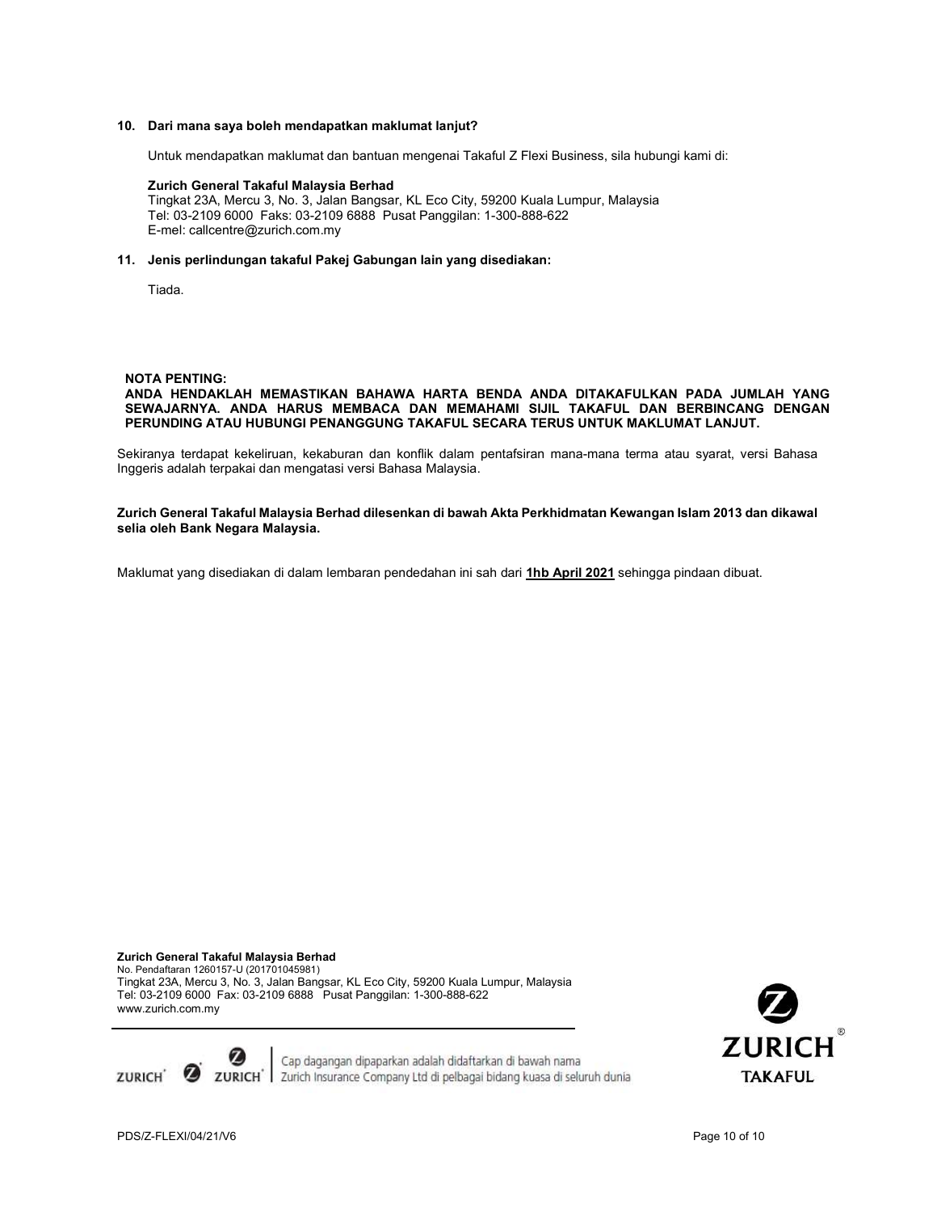**10. Dari mana saya boleh mendapatkan maklumat lanjut?**

Untuk mendapatkan maklumat dan bantuan mengenai Takaful Z Flexi Business, sila hubungi kami di:

**Zurich General Takaful Malaysia Berhad**
Tingkat 23A, Mercu 3, No. 3, Jalan Bangsar, KL Eco City, 59200 Kuala Lumpur, Malaysia
Tel: 03-2109 6000 Faks: 03-2109 6888 Pusat Panggilan: 1-300-888-622
E-mel: callcentre@zurich.com.my

**11. Jenis perlindungan takaful Pakej Gabungan lain yang disediakan:**

Tiada.

**NOTA PENTING:**
**ANDA HENDAKLAH MEMASTIKAN BAHAWA HARTA BENDA ANDA DITAKAFULKAN PADA JUMLAH YANG SEWAJARNYA. ANDA HARUS MEMBACA DAN MEMAHAMI SIJIL TAKAFUL DAN BERBINCANG DENGAN PERUNDING ATAU HUBUNGI PENANGGUNG TAKAFUL SECARA TERUS UNTUK MAKLUMAT LANJUT.**

Sekiranya terdapat kekeliruan, kekaburan dan konflik dalam pentafsiran mana-mana terma atau syarat, versi Bahasa Inggeris adalah terpakai dan mengatasi versi Bahasa Malaysia.

**Zurich General Takaful Malaysia Berhad dilesenkan di bawah Akta Perkhidmatan Kewangan Islam 2013 dan dikawal selia oleh Bank Negara Malaysia.**

Maklumat yang disediakan di dalam lembaran pendedahan ini sah dari **1hb April 2021** sehingga pindaan dibuat.

**Zurich General Takaful Malaysia Berhad**
No. Pendaftaran 1260157-U (201701045981)
Tingkat 23A, Mercu 3, No. 3, Jalan Bangsar, KL Eco City, 59200 Kuala Lumpur, Malaysia
Tel: 03-2109 6000 Fax: 03-2109 6888 Pusat Panggilan: 1-300-888-622
www.zurich.com.my

Cap dagangan dipaparkan adalah didaftarkan di bawah nama Zurich Insurance Company Ltd di pelbagai bidang kuasa di seluruh dunia

PDS/Z-FLEXI/04/21/V6